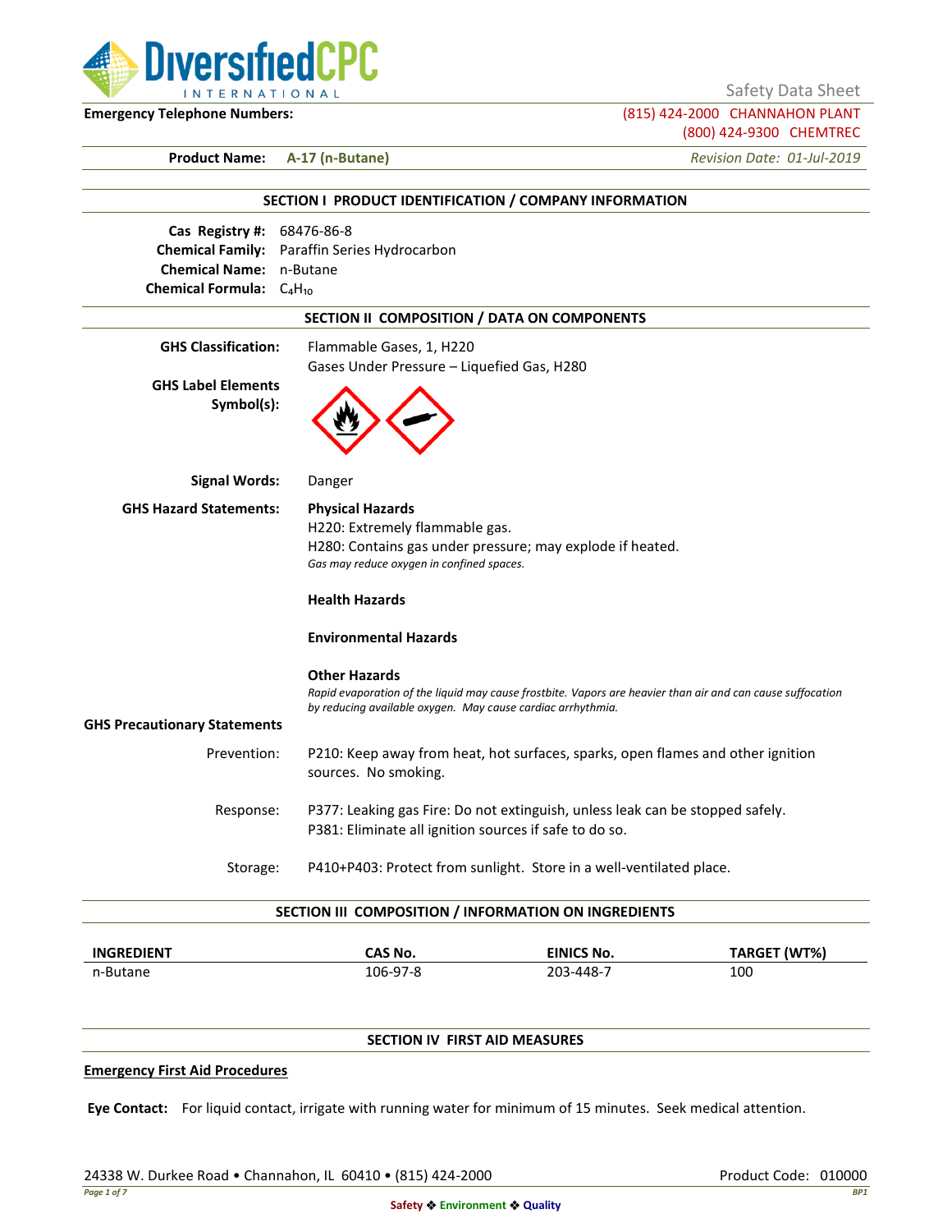DiversifiedCPC INTERNATIONAL

Safety Data Sheet

**Emergency Telephone Numbers:**

(815) 424-2000 CHANNAHON PLANT
(800) 424-9300 CHEMTREC

**Product Name:** **A-17 (n-Butane)**

*Revision Date: 01-Jul-2019*

## SECTION I PRODUCT IDENTIFICATION / COMPANY INFORMATION

**Cas Registry #:** 68476-86-8
**Chemical Family:** Paraffin Series Hydrocarbon
**Chemical Name:** n-Butane
**Chemical Formula:** $C_4H_{10}$

## SECTION II COMPOSITION / DATA ON COMPONENTS

**GHS Classification:** Flammable Gases, 1, H220
Gases Under Pressure – Liquefied Gas, H280

**GHS Label Elements Symbol(s):**

**Signal Words:** Danger

**GHS Hazard Statements:**

**Physical Hazards**
H220: Extremely flammable gas.
H280: Contains gas under pressure; may explode if heated.
*Gas may reduce oxygen in confined spaces.*

**Health Hazards**

**Environmental Hazards**

**Other Hazards**
*Rapid evaporation of the liquid may cause frostbite. Vapors are heavier than air and can cause suffocation by reducing available oxygen. May cause cardiac arrhythmia.*

**GHS Precautionary Statements**

Prevention: P210: Keep away from heat, hot surfaces, sparks, open flames and other ignition sources. No smoking.

Response: P377: Leaking gas Fire: Do not extinguish, unless leak can be stopped safely.
P381: Eliminate all ignition sources if safe to do so.

Storage: P410+P403: Protect from sunlight. Store in a well-ventilated place.

## SECTION III COMPOSITION / INFORMATION ON INGREDIENTS

| INGREDIENT | CAS No. | EINICS No. | TARGET (WT%) |
| --- | --- | --- | --- |
| n-Butane | 106-97-8 | 203-448-7 | 100 |

## SECTION IV FIRST AID MEASURES

**Emergency First Aid Procedures**

**Eye Contact:** For liquid contact, irrigate with running water for minimum of 15 minutes. Seek medical attention.

24338 W. Durkee Road • Channahon, IL 60410 • (815) 424-2000

Product Code: 010000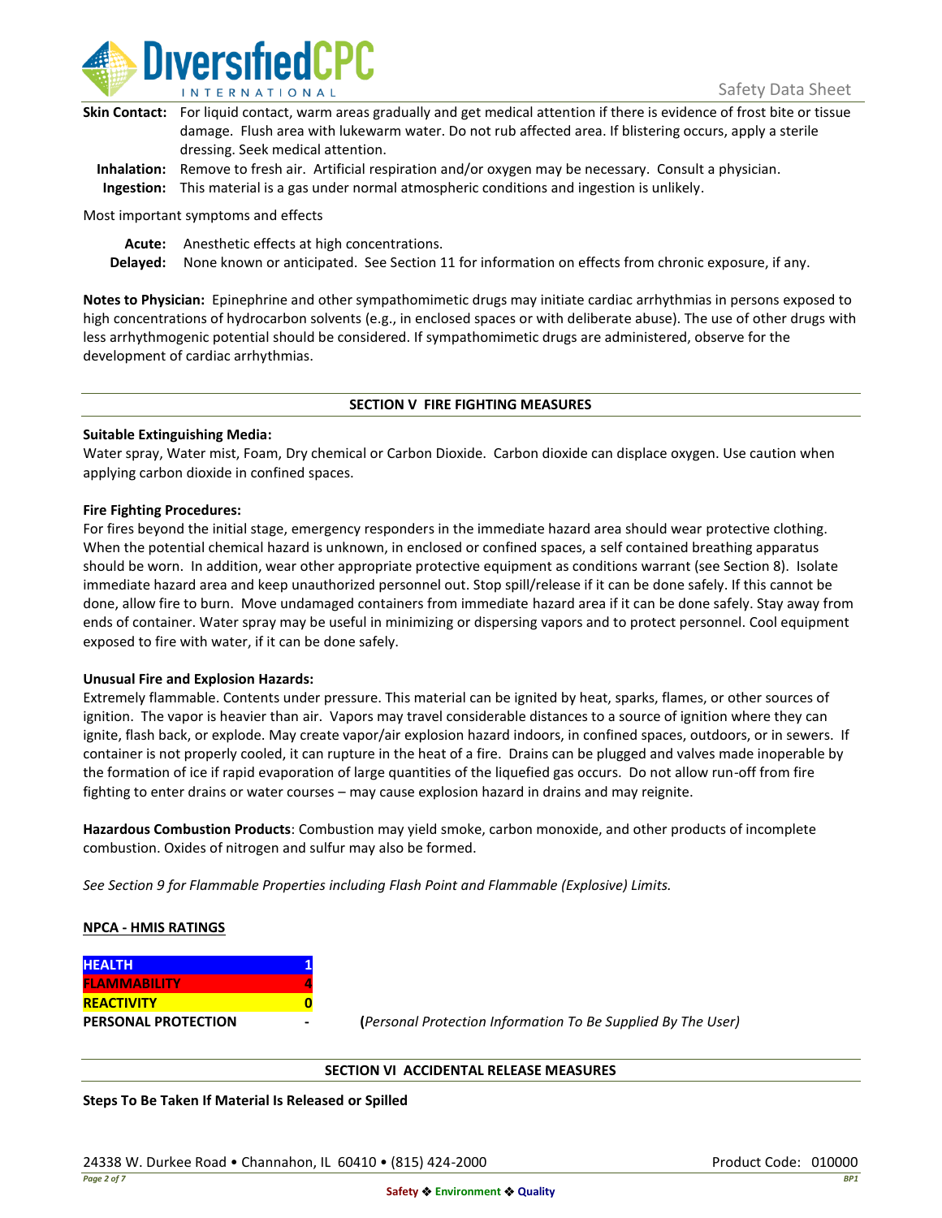**Skin Contact:** For liquid contact, warm areas gradually and get medical attention if there is evidence of frost bite or tissue damage. Flush area with lukewarm water. Do not rub affected area. If blistering occurs, apply a sterile dressing. Seek medical attention.

**Inhalation:** Remove to fresh air. Artificial respiration and/or oxygen may be necessary. Consult a physician.

**Ingestion:** This material is a gas under normal atmospheric conditions and ingestion is unlikely.

Most important symptoms and effects

**Acute:** Anesthetic effects at high concentrations.

**Delayed:** None known or anticipated. See Section 11 for information on effects from chronic exposure, if any.

**Notes to Physician:** Epinephrine and other sympathomimetic drugs may initiate cardiac arrhythmias in persons exposed to high concentrations of hydrocarbon solvents (e.g., in enclosed spaces or with deliberate abuse). The use of other drugs with less arrhythmogenic potential should be considered. If sympathomimetic drugs are administered, observe for the development of cardiac arrhythmias.

## SECTION V FIRE FIGHTING MEASURES

**Suitable Extinguishing Media:**

Water spray, Water mist, Foam, Dry chemical or Carbon Dioxide. Carbon dioxide can displace oxygen. Use caution when applying carbon dioxide in confined spaces.

**Fire Fighting Procedures:**

For fires beyond the initial stage, emergency responders in the immediate hazard area should wear protective clothing. When the potential chemical hazard is unknown, in enclosed or confined spaces, a self contained breathing apparatus should be worn. In addition, wear other appropriate protective equipment as conditions warrant (see Section 8). Isolate immediate hazard area and keep unauthorized personnel out. Stop spill/release if it can be done safely. If this cannot be done, allow fire to burn. Move undamaged containers from immediate hazard area if it can be done safely. Stay away from ends of container. Water spray may be useful in minimizing or dispersing vapors and to protect personnel. Cool equipment exposed to fire with water, if it can be done safely.

**Unusual Fire and Explosion Hazards:**

Extremely flammable. Contents under pressure. This material can be ignited by heat, sparks, flames, or other sources of ignition. The vapor is heavier than air. Vapors may travel considerable distances to a source of ignition where they can ignite, flash back, or explode. May create vapor/air explosion hazard indoors, in confined spaces, outdoors, or in sewers. If container is not properly cooled, it can rupture in the heat of a fire. Drains can be plugged and valves made inoperable by the formation of ice if rapid evaporation of large quantities of the liquefied gas occurs. Do not allow run-off from fire fighting to enter drains or water courses – may cause explosion hazard in drains and may reignite.

**Hazardous Combustion Products**: Combustion may yield smoke, carbon monoxide, and other products of incomplete combustion. Oxides of nitrogen and sulfur may also be formed.

*See Section 9 for Flammable Properties including Flash Point and Flammable (Explosive) Limits.*

**NPCA - HMIS RATINGS**

| | |
|---|---|
| HEALTH | 1 |
| FLAMMABILITY | 4 |
| REACTIVITY | 0 |
| PERSONAL PROTECTION | - |

(*Personal Protection Information To Be Supplied By The User)*

## SECTION VI ACCIDENTAL RELEASE MEASURES

**Steps To Be Taken If Material Is Released or Spilled**

24338 W. Durkee Road • Channahon, IL 60410 • (815) 424-2000

Product Code: 010000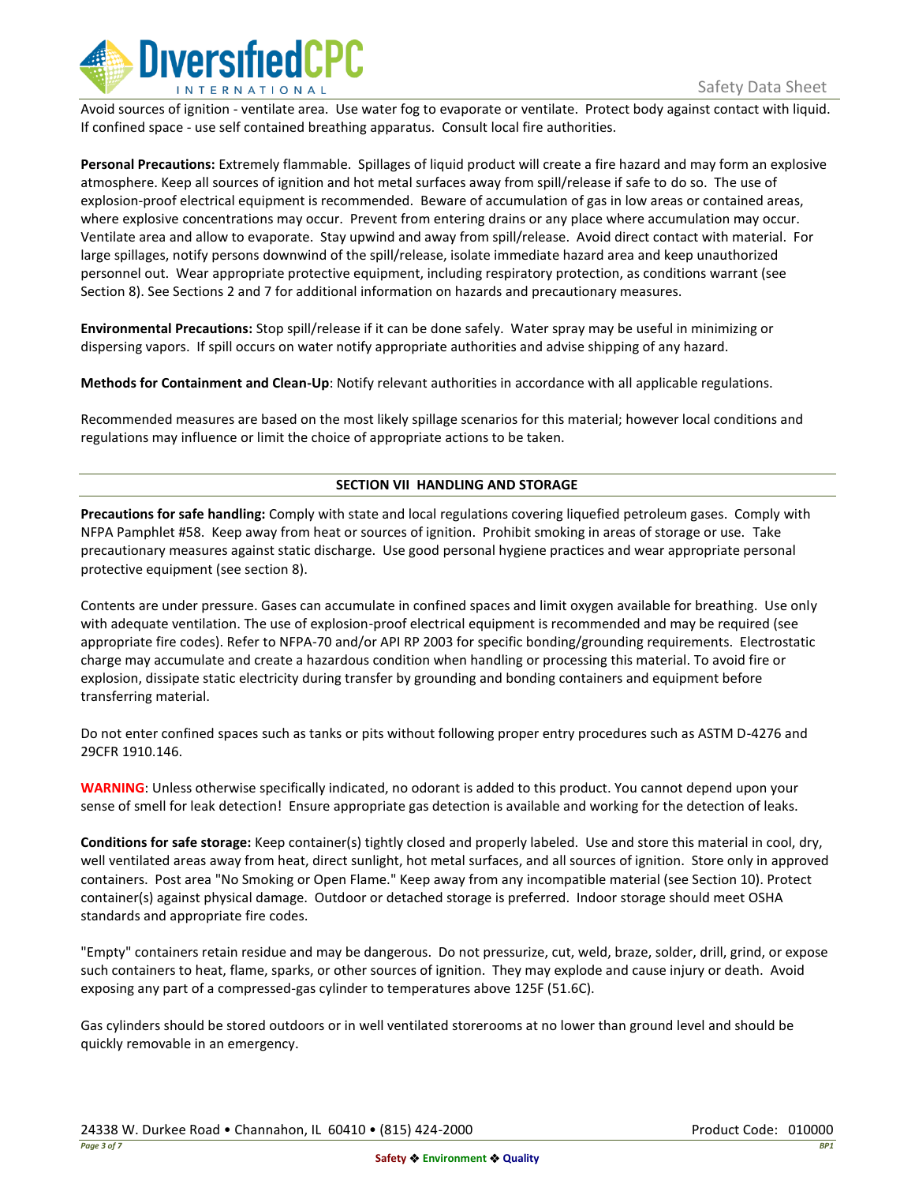Avoid sources of ignition - ventilate area. Use water fog to evaporate or ventilate. Protect body against contact with liquid. If confined space - use self contained breathing apparatus. Consult local fire authorities.

**Personal Precautions:** Extremely flammable. Spillages of liquid product will create a fire hazard and may form an explosive atmosphere. Keep all sources of ignition and hot metal surfaces away from spill/release if safe to do so. The use of explosion-proof electrical equipment is recommended. Beware of accumulation of gas in low areas or contained areas, where explosive concentrations may occur. Prevent from entering drains or any place where accumulation may occur. Ventilate area and allow to evaporate. Stay upwind and away from spill/release. Avoid direct contact with material. For large spillages, notify persons downwind of the spill/release, isolate immediate hazard area and keep unauthorized personnel out. Wear appropriate protective equipment, including respiratory protection, as conditions warrant (see Section 8). See Sections 2 and 7 for additional information on hazards and precautionary measures.

**Environmental Precautions:** Stop spill/release if it can be done safely. Water spray may be useful in minimizing or dispersing vapors. If spill occurs on water notify appropriate authorities and advise shipping of any hazard.

**Methods for Containment and Clean-Up**: Notify relevant authorities in accordance with all applicable regulations.

Recommended measures are based on the most likely spillage scenarios for this material; however local conditions and regulations may influence or limit the choice of appropriate actions to be taken.

## SECTION VII HANDLING AND STORAGE

**Precautions for safe handling:** Comply with state and local regulations covering liquefied petroleum gases. Comply with NFPA Pamphlet #58. Keep away from heat or sources of ignition. Prohibit smoking in areas of storage or use. Take precautionary measures against static discharge. Use good personal hygiene practices and wear appropriate personal protective equipment (see section 8).

Contents are under pressure. Gases can accumulate in confined spaces and limit oxygen available for breathing. Use only with adequate ventilation. The use of explosion-proof electrical equipment is recommended and may be required (see appropriate fire codes). Refer to NFPA-70 and/or API RP 2003 for specific bonding/grounding requirements. Electrostatic charge may accumulate and create a hazardous condition when handling or processing this material. To avoid fire or explosion, dissipate static electricity during transfer by grounding and bonding containers and equipment before transferring material.

Do not enter confined spaces such as tanks or pits without following proper entry procedures such as ASTM D-4276 and 29CFR 1910.146.

**WARNING**: Unless otherwise specifically indicated, no odorant is added to this product. You cannot depend upon your sense of smell for leak detection! Ensure appropriate gas detection is available and working for the detection of leaks.

**Conditions for safe storage:** Keep container(s) tightly closed and properly labeled. Use and store this material in cool, dry, well ventilated areas away from heat, direct sunlight, hot metal surfaces, and all sources of ignition. Store only in approved containers. Post area "No Smoking or Open Flame." Keep away from any incompatible material (see Section 10). Protect container(s) against physical damage. Outdoor or detached storage is preferred. Indoor storage should meet OSHA standards and appropriate fire codes.

"Empty" containers retain residue and may be dangerous. Do not pressurize, cut, weld, braze, solder, drill, grind, or expose such containers to heat, flame, sparks, or other sources of ignition. They may explode and cause injury or death. Avoid exposing any part of a compressed-gas cylinder to temperatures above 125F (51.6C).

Gas cylinders should be stored outdoors or in well ventilated storerooms at no lower than ground level and should be quickly removable in an emergency.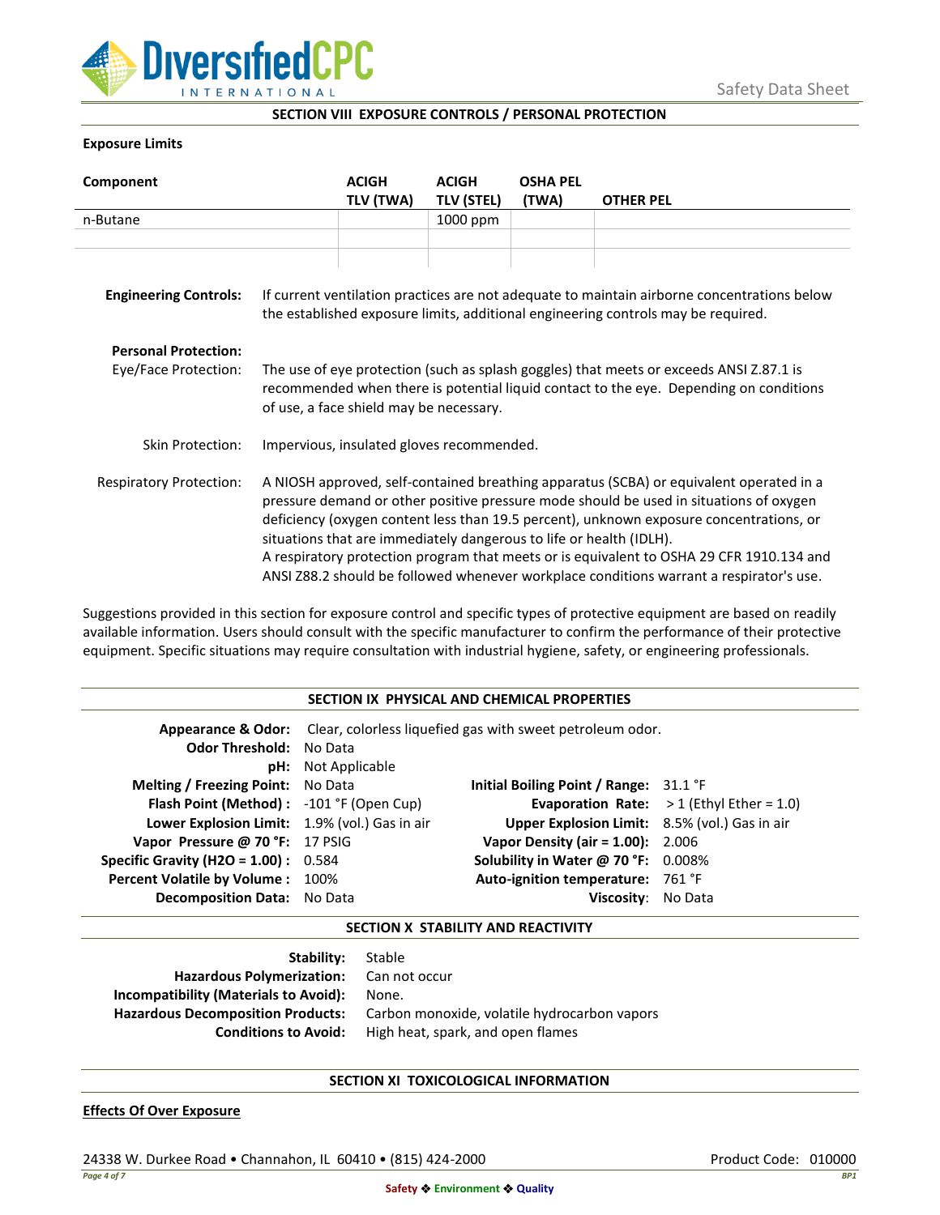## SECTION VIII EXPOSURE CONTROLS / PERSONAL PROTECTION

**Exposure Limits**

| Component | ACIGH TLV (TWA) | ACIGH TLV (STEL) | OSHA PEL (TWA) | OTHER PEL |
|---|---|---|---|---|
| n-Butane | | 1000 ppm | | |
| | | | | |
| | | | | |

**Engineering Controls:** If current ventilation practices are not adequate to maintain airborne concentrations below the established exposure limits, additional engineering controls may be required.

**Personal Protection:**

Eye/Face Protection: The use of eye protection (such as splash goggles) that meets or exceeds ANSI Z.87.1 is recommended when there is potential liquid contact to the eye. Depending on conditions of use, a face shield may be necessary.

Skin Protection: Impervious, insulated gloves recommended.

Respiratory Protection: A NIOSH approved, self-contained breathing apparatus (SCBA) or equivalent operated in a pressure demand or other positive pressure mode should be used in situations of oxygen deficiency (oxygen content less than 19.5 percent), unknown exposure concentrations, or situations that are immediately dangerous to life or health (IDLH).
A respiratory protection program that meets or is equivalent to OSHA 29 CFR 1910.134 and ANSI Z88.2 should be followed whenever workplace conditions warrant a respirator's use.

Suggestions provided in this section for exposure control and specific types of protective equipment are based on readily available information. Users should consult with the specific manufacturer to confirm the performance of their protective equipment. Specific situations may require consultation with industrial hygiene, safety, or engineering professionals.

## SECTION IX PHYSICAL AND CHEMICAL PROPERTIES

**Appearance & Odor:** Clear, colorless liquefied gas with sweet petroleum odor.

| | | | |
|---|---|---|---|
| **Odor Threshold:** | No Data | | |
| **pH:** | Not Applicable | | |
| **Melting / Freezing Point:** | No Data | **Initial Boiling Point / Range:** | 31.1 °F |
| **Flash Point (Method) :** | -101 °F (Open Cup) | **Evaporation Rate:** | > 1 (Ethyl Ether = 1.0) |
| **Lower Explosion Limit:** | 1.9% (vol.) Gas in air | **Upper Explosion Limit:** | 8.5% (vol.) Gas in air |
| **Vapor Pressure @ 70 °F:** | 17 PSIG | **Vapor Density (air = 1.00):** | 2.006 |
| **Specific Gravity (H2O = 1.00) :** | 0.584 | **Solubility in Water @ 70 °F:** | 0.008% |
| **Percent Volatile by Volume :** | 100% | **Auto-ignition temperature:** | 761 °F |
| **Decomposition Data:** | No Data | **Viscosity:** | No Data |

## SECTION X STABILITY AND REACTIVITY

**Stability:** Stable

**Hazardous Polymerization:** Can not occur

**Incompatibility (Materials to Avoid):** None.

**Hazardous Decomposition Products:** Carbon monoxide, volatile hydrocarbon vapors

**Conditions to Avoid:** High heat, spark, and open flames

## SECTION XI TOXICOLOGICAL INFORMATION

**Effects Of Over Exposure**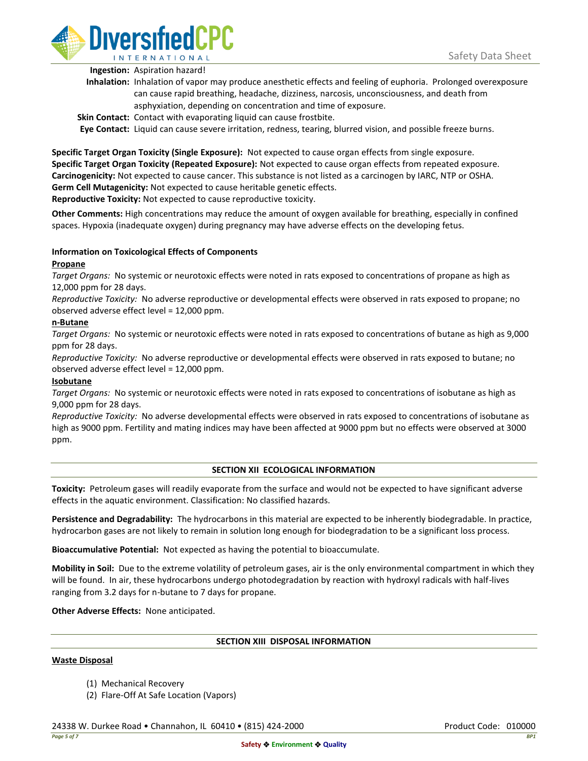**Ingestion:** Aspiration hazard!

**Inhalation:** Inhalation of vapor may produce anesthetic effects and feeling of euphoria. Prolonged overexposure can cause rapid breathing, headache, dizziness, narcosis, unconsciousness, and death from asphyxiation, depending on concentration and time of exposure.

**Skin Contact:** Contact with evaporating liquid can cause frostbite.

**Eye Contact:** Liquid can cause severe irritation, redness, tearing, blurred vision, and possible freeze burns.

**Specific Target Organ Toxicity (Single Exposure):** Not expected to cause organ effects from single exposure.
**Specific Target Organ Toxicity (Repeated Exposure):** Not expected to cause organ effects from repeated exposure.
**Carcinogenicity:** Not expected to cause cancer. This substance is not listed as a carcinogen by IARC, NTP or OSHA.
**Germ Cell Mutagenicity:** Not expected to cause heritable genetic effects.
**Reproductive Toxicity:** Not expected to cause reproductive toxicity.

**Other Comments:** High concentrations may reduce the amount of oxygen available for breathing, especially in confined spaces. Hypoxia (inadequate oxygen) during pregnancy may have adverse effects on the developing fetus.

**Information on Toxicological Effects of Components**

**Propane**

*Target Organs:* No systemic or neurotoxic effects were noted in rats exposed to concentrations of propane as high as 12,000 ppm for 28 days.

*Reproductive Toxicity:* No adverse reproductive or developmental effects were observed in rats exposed to propane; no observed adverse effect level = 12,000 ppm.

**n-Butane**

*Target Organs:* No systemic or neurotoxic effects were noted in rats exposed to concentrations of butane as high as 9,000 ppm for 28 days.

*Reproductive Toxicity:* No adverse reproductive or developmental effects were observed in rats exposed to butane; no observed adverse effect level = 12,000 ppm.

**Isobutane**

*Target Organs:* No systemic or neurotoxic effects were noted in rats exposed to concentrations of isobutane as high as 9,000 ppm for 28 days.

*Reproductive Toxicity:* No adverse developmental effects were observed in rats exposed to concentrations of isobutane as high as 9000 ppm. Fertility and mating indices may have been affected at 9000 ppm but no effects were observed at 3000 ppm.

## SECTION XII ECOLOGICAL INFORMATION

**Toxicity:** Petroleum gases will readily evaporate from the surface and would not be expected to have significant adverse effects in the aquatic environment. Classification: No classified hazards.

**Persistence and Degradability:** The hydrocarbons in this material are expected to be inherently biodegradable. In practice, hydrocarbon gases are not likely to remain in solution long enough for biodegradation to be a significant loss process.

**Bioaccumulative Potential:** Not expected as having the potential to bioaccumulate.

**Mobility in Soil:** Due to the extreme volatility of petroleum gases, air is the only environmental compartment in which they will be found. In air, these hydrocarbons undergo photodegradation by reaction with hydroxyl radicals with half-lives ranging from 3.2 days for n-butane to 7 days for propane.

**Other Adverse Effects:** None anticipated.

## SECTION XIII DISPOSAL INFORMATION

**Waste Disposal**

(1) Mechanical Recovery
(2) Flare-Off At Safe Location (Vapors)

24338 W. Durkee Road • Channahon, IL 60410 • (815) 424-2000

Product Code: 010000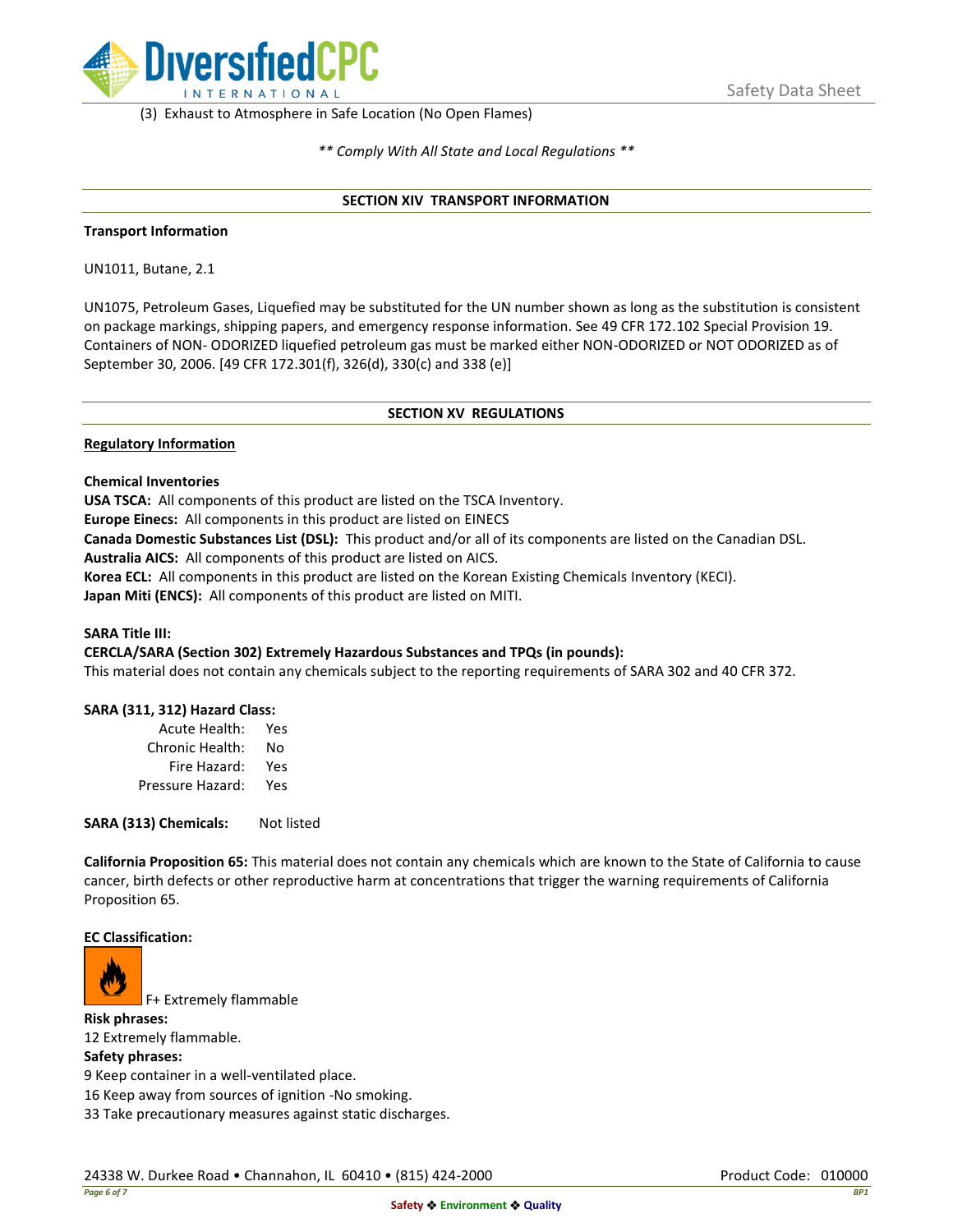(3) Exhaust to Atmosphere in Safe Location (No Open Flames)

*** Comply With All State and Local Regulations ***

## SECTION XIV TRANSPORT INFORMATION

**Transport Information**

UN1011, Butane, 2.1

UN1075, Petroleum Gases, Liquefied may be substituted for the UN number shown as long as the substitution is consistent on package markings, shipping papers, and emergency response information. See 49 CFR 172.102 Special Provision 19. Containers of NON- ODORIZED liquefied petroleum gas must be marked either NON-ODORIZED or NOT ODORIZED as of September 30, 2006. [49 CFR 172.301(f), 326(d), 330(c) and 338 (e)]

## SECTION XV REGULATIONS

**Regulatory Information**

**Chemical Inventories**
**USA TSCA:** All components of this product are listed on the TSCA Inventory.
**Europe Einecs:** All components in this product are listed on EINECS
**Canada Domestic Substances List (DSL):** This product and/or all of its components are listed on the Canadian DSL.
**Australia AICS:** All components of this product are listed on AICS.
**Korea ECL:** All components in this product are listed on the Korean Existing Chemicals Inventory (KECI).
**Japan Miti (ENCS):** All components of this product are listed on MITI.

**SARA Title III:**
**CERCLA/SARA (Section 302) Extremely Hazardous Substances and TPQs (in pounds):**
This material does not contain any chemicals subject to the reporting requirements of SARA 302 and 40 CFR 372.

**SARA (311, 312) Hazard Class:**

| | |
|---|---|
| Acute Health: | Yes |
| Chronic Health: | No |
| Fire Hazard: | Yes |
| Pressure Hazard: | Yes |

**SARA (313) Chemicals:** Not listed

**California Proposition 65:** This material does not contain any chemicals which are known to the State of California to cause cancer, birth defects or other reproductive harm at concentrations that trigger the warning requirements of California Proposition 65.

**EC Classification:**

F+ Extremely flammable

**Risk phrases:**
12 Extremely flammable.
**Safety phrases:**
9 Keep container in a well-ventilated place.
16 Keep away from sources of ignition -No smoking.
33 Take precautionary measures against static discharges.

24338 W. Durkee Road • Channahon, IL 60410 • (815) 424-2000 Product Code: 010000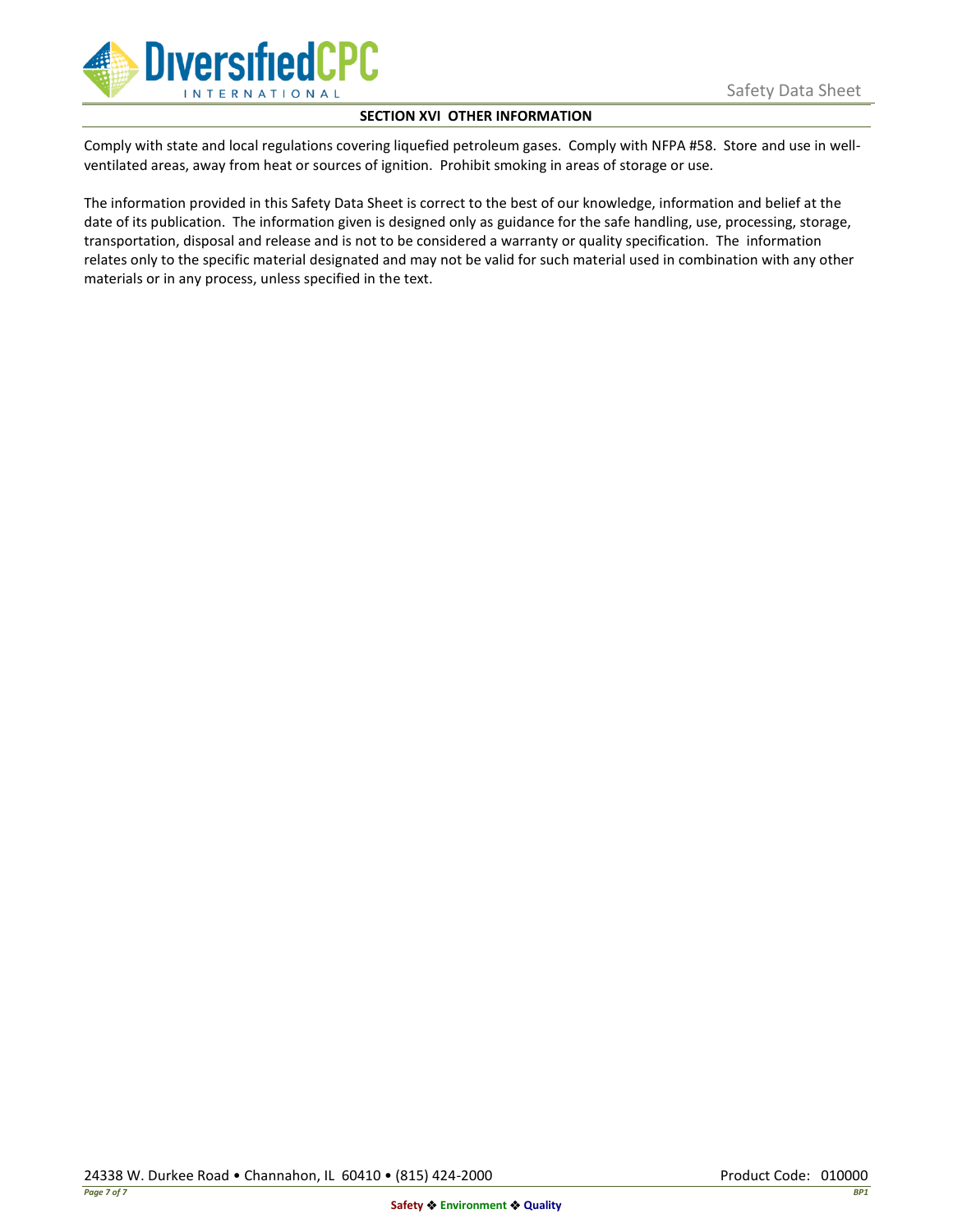## SECTION XVI OTHER INFORMATION

Comply with state and local regulations covering liquefied petroleum gases. Comply with NFPA #58. Store and use in well-ventilated areas, away from heat or sources of ignition. Prohibit smoking in areas of storage or use.

The information provided in this Safety Data Sheet is correct to the best of our knowledge, information and belief at the date of its publication. The information given is designed only as guidance for the safe handling, use, processing, storage, transportation, disposal and release and is not to be considered a warranty or quality specification. The information relates only to the specific material designated and may not be valid for such material used in combination with any other materials or in any process, unless specified in the text.